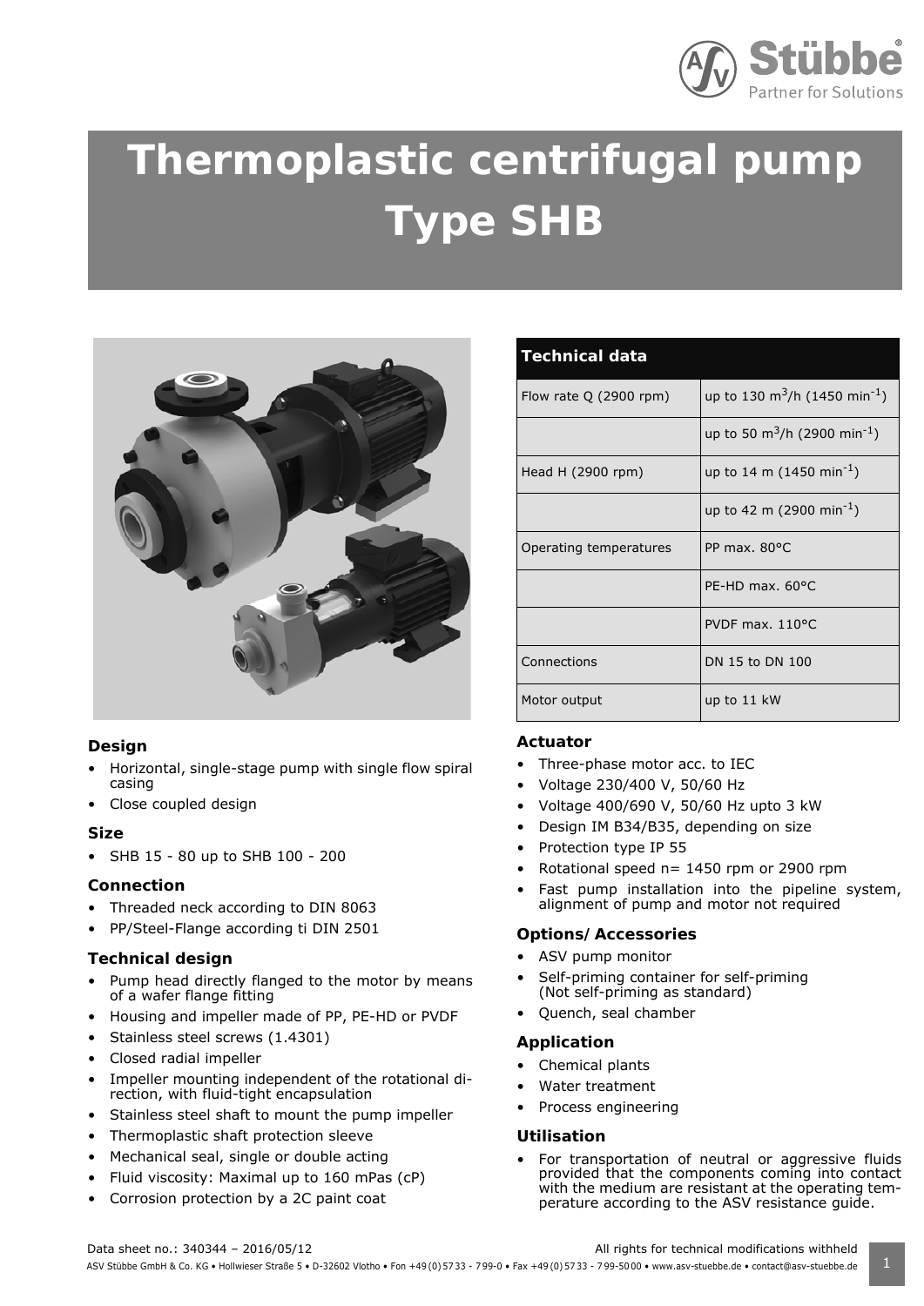# Thermoplastic centrifugal pump Type SHB

| Technical data | |
|---|---|
| Flow rate Q (2900 rpm) | up to 130 $m^3$/h (1450 $min^{-1}$) |
| | up to 50 $m^3$/h (2900 $min^{-1}$) |
| Head H (2900 rpm) | up to 14 m (1450 $min^{-1}$) |
| | up to 42 m (2900 $min^{-1}$) |
| Operating temperatures | PP max. 80°C |
| | PE-HD max. 60°C |
| | PVDF max. 110°C |
| Connections | DN 15 to DN 100 |
| Motor output | up to 11 kW |

### Design

- Horizontal, single-stage pump with single flow spiral casing
- Close coupled design

### Size

- SHB 15 - 80 up to SHB 100 - 200

### Connection

- Threaded neck according to DIN 8063
- PP/Steel-Flange according ti DIN 2501

### Technical design

- Pump head directly flanged to the motor by means of a wafer flange fitting
- Housing and impeller made of PP, PE-HD or PVDF
- Stainless steel screws (1.4301)
- Closed radial impeller
- Impeller mounting independent of the rotational direction, with fluid-tight encapsulation
- Stainless steel shaft to mount the pump impeller
- Thermoplastic shaft protection sleeve
- Mechanical seal, single or double acting
- Fluid viscosity: Maximal up to 160 mPas (cP)
- Corrosion protection by a 2C paint coat

### Actuator

- Three-phase motor acc. to IEC
- Voltage 230/400 V, 50/60 Hz
- Voltage 400/690 V, 50/60 Hz upto 3 kW
- Design IM B34/B35, depending on size
- Protection type IP 55
- Rotational speed n= 1450 rpm or 2900 rpm
- Fast pump installation into the pipeline system, alignment of pump and motor not required

### Options/ Accessories

- ASV pump monitor
- Self-priming container for self-priming (Not self-priming as standard)
- Quench, seal chamber

### Application

- Chemical plants
- Water treatment
- Process engineering

### Utilisation

- For transportation of neutral or aggressive fluids provided that the components coming into contact with the medium are resistant at the operating temperature according to the ASV resistance guide.

Data sheet no.: 340344 – 2016/05/12

All rights for technical modifications withheld

ASV Stübbe GmbH & Co. KG • Hollwieser Straße 5 • D-32602 Vlotho • Fon +49 (0) 57 33 - 7 99-0 • Fax +49 (0) 57 33 - 7 99-50 00 • www.asv-stuebbe.de • contact@asv-stuebbe.de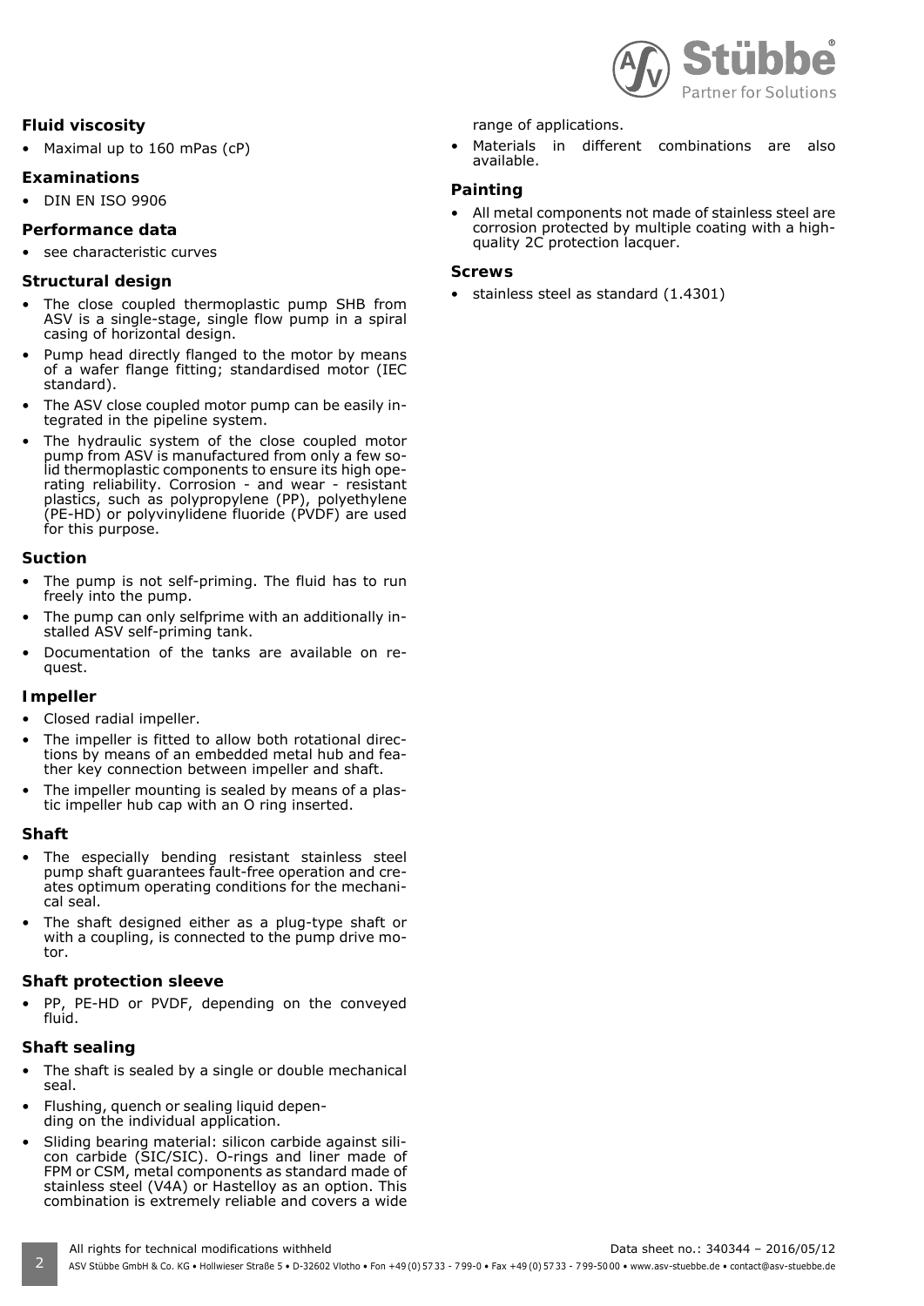## Fluid viscosity

- Maximal up to 160 mPas (cP)

## Examinations

- DIN EN ISO 9906

## Performance data

- see characteristic curves

## Structural design

- The close coupled thermoplastic pump SHB from ASV is a single-stage, single flow pump in a spiral casing of horizontal design.
- Pump head directly flanged to the motor by means of a wafer flange fitting; standardised motor (IEC standard).
- The ASV close coupled motor pump can be easily integrated in the pipeline system.
- The hydraulic system of the close coupled motor pump from ASV is manufactured from only a few solid thermoplastic components to ensure its high operating reliability. Corrosion - and wear - resistant plastics, such as polypropylene (PP), polyethylene (PE-HD) or polyvinylidene fluoride (PVDF) are used for this purpose.

## Suction

- The pump is not self-priming. The fluid has to run freely into the pump.
- The pump can only selfprime with an additionally installed ASV self-priming tank.
- Documentation of the tanks are available on request.

## Impeller

- Closed radial impeller.
- The impeller is fitted to allow both rotational directions by means of an embedded metal hub and feather key connection between impeller and shaft.
- The impeller mounting is sealed by means of a plastic impeller hub cap with an O ring inserted.

## Shaft

- The especially bending resistant stainless steel pump shaft guarantees fault-free operation and creates optimum operating conditions for the mechanical seal.
- The shaft designed either as a plug-type shaft or with a coupling, is connected to the pump drive motor.

## Shaft protection sleeve

- PP, PE-HD or PVDF, depending on the conveyed fluid.

## Shaft sealing

- The shaft is sealed by a single or double mechanical seal.
- Flushing, quench or sealing liquid depending on the individual application.
- Sliding bearing material: silicon carbide against silicon carbide (SIC/SIC). O-rings and liner made of FPM or CSM, metal components as standard made of stainless steel (V4A) or Hastelloy as an option. This combination is extremely reliable and covers a wide range of applications.
- Materials in different combinations are also available.

## Painting

- All metal components not made of stainless steel are corrosion protected by multiple coating with a high-quality 2C protection lacquer.

## Screws

- stainless steel as standard (1.4301)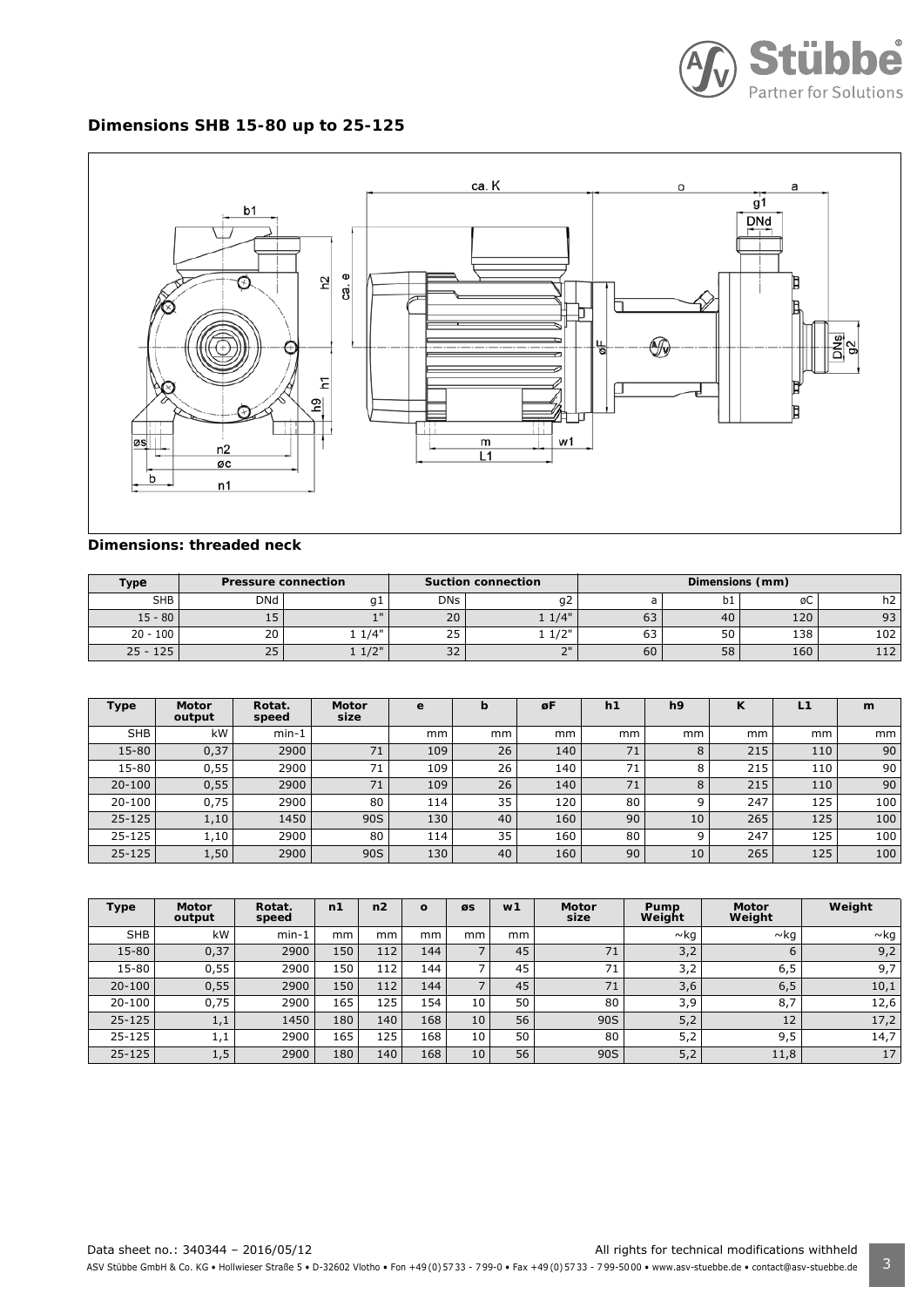## Dimensions SHB 15-80 up to 25-125

## Dimensions: threaded neck

| Type | Pressure connection | | Suction connection | | Dimensions (mm) | | | |
|---|---|---|---|---|---|---|---|---|
| SHB | DNd | g1 | DNs | g2 | a | b1 | øC | h2 |
| 15 - 80 | 15 | 1" | 20 | 1 1/4" | 63 | 40 | 120 | 93 |
| 20 - 100 | 20 | 1 1/4" | 25 | 1 1/2" | 63 | 50 | 138 | 102 |
| 25 - 125 | 25 | 1 1/2" | 32 | 2" | 60 | 58 | 160 | 112 |

| Type | Motor output | Rotat. speed | Motor size | e | b | øF | h1 | h9 | K | L1 | m |
|---|---|---|---|---|---|---|---|---|---|---|---|
| SHB | kW | min-1 | | mm | mm | mm | mm | mm | mm | mm | mm |
| 15-80 | 0,37 | 2900 | 71 | 109 | 26 | 140 | 71 | 8 | 215 | 110 | 90 |
| 15-80 | 0,55 | 2900 | 71 | 109 | 26 | 140 | 71 | 8 | 215 | 110 | 90 |
| 20-100 | 0,55 | 2900 | 71 | 109 | 26 | 140 | 71 | 8 | 215 | 110 | 90 |
| 20-100 | 0,75 | 2900 | 80 | 114 | 35 | 120 | 80 | 9 | 247 | 125 | 100 |
| 25-125 | 1,10 | 1450 | 90S | 130 | 40 | 160 | 90 | 10 | 265 | 125 | 100 |
| 25-125 | 1,10 | 2900 | 80 | 114 | 35 | 160 | 80 | 9 | 247 | 125 | 100 |
| 25-125 | 1,50 | 2900 | 90S | 130 | 40 | 160 | 90 | 10 | 265 | 125 | 100 |

| Type | Motor output | Rotat. speed | n1 | n2 | o | øs | w1 | Motor size | Pump Weight | Motor Weight | Weight |
|---|---|---|---|---|---|---|---|---|---|---|---|
| SHB | kW | min-1 | mm | mm | mm | mm | mm | | ~kg | ~kg | ~kg |
| 15-80 | 0,37 | 2900 | 150 | 112 | 144 | 7 | 45 | 71 | 3,2 | 6 | 9,2 |
| 15-80 | 0,55 | 2900 | 150 | 112 | 144 | 7 | 45 | 71 | 3,2 | 6,5 | 9,7 |
| 20-100 | 0,55 | 2900 | 150 | 112 | 144 | 7 | 45 | 71 | 3,6 | 6,5 | 10,1 |
| 20-100 | 0,75 | 2900 | 165 | 125 | 154 | 10 | 50 | 80 | 3,9 | 8,7 | 12,6 |
| 25-125 | 1,1 | 1450 | 180 | 140 | 168 | 10 | 56 | 90S | 5,2 | 12 | 17,2 |
| 25-125 | 1,1 | 2900 | 165 | 125 | 168 | 10 | 50 | 80 | 5,2 | 9,5 | 14,7 |
| 25-125 | 1,5 | 2900 | 180 | 140 | 168 | 10 | 56 | 90S | 5,2 | 11,8 | 17 |

Data sheet no.: 340344 – 2016/05/12

All rights for technical modifications withheld

ASV Stübbe GmbH & Co. KG • Hollwieser Straße 5 • D-32602 Vlotho • Fon +49 (0) 57 33 - 799-0 • Fax +49 (0) 57 33 - 799-50 00 • www.asv-stuebbe.de • contact@asv-stuebbe.de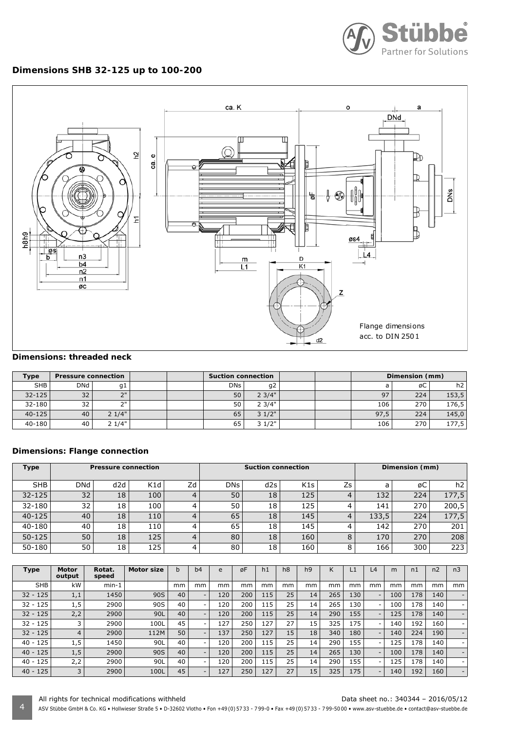## Dimensions SHB 32-125 up to 100-200

Flange dimensions acc. to DIN 2501

### Dimensions: threaded neck

| Type | Pressure connection | | | | Suction connection | | | | Dimension (mm) | | |
|---|---|---|---|---|---|---|---|---|---|---|---|
| SHB | DNd | g1 | | | DNs | g2 | | | a | øC | h2 |
| 32-125 | 32 | 2" | | | 50 | 2 3/4" | | | 97 | 224 | 153,5 |
| 32-180 | 32 | 2" | | | 50 | 2 3/4" | | | 106 | 270 | 176,5 |
| 40-125 | 40 | 2 1/4" | | | 65 | 3 1/2" | | | 97,5 | 224 | 145,0 |
| 40-180 | 40 | 2 1/4" | | | 65 | 3 1/2" | | | 106 | 270 | 177,5 |

### Dimensions: Flange connection

| Type | Pressure connection | | | | Suction connection | | | | Dimension (mm) | | |
|---|---|---|---|---|---|---|---|---|---|---|---|
| SHB | DNd | d2d | K1d | Zd | DNs | d2s | K1s | Zs | a | øC | h2 |
| 32-125 | 32 | 18 | 100 | 4 | 50 | 18 | 125 | 4 | 132 | 224 | 177,5 |
| 32-180 | 32 | 18 | 100 | 4 | 50 | 18 | 125 | 4 | 141 | 270 | 200,5 |
| 40-125 | 40 | 18 | 110 | 4 | 65 | 18 | 145 | 4 | 133,5 | 224 | 177,5 |
| 40-180 | 40 | 18 | 110 | 4 | 65 | 18 | 145 | 4 | 142 | 270 | 201 |
| 50-125 | 50 | 18 | 125 | 4 | 80 | 18 | 160 | 8 | 170 | 270 | 208 |
| 50-180 | 50 | 18 | 125 | 4 | 80 | 18 | 160 | 8 | 166 | 300 | 223 |

| Type | Motor output | Rotat. speed | Motor size | b | b4 | e | øF | h1 | h8 | h9 | K | L1 | L4 | m | n1 | n2 | n3 |
|---|---|---|---|---|---|---|---|---|---|---|---|---|---|---|---|---|---|
| SHB | kW | min-1 | | mm | mm | mm | mm | mm | mm | mm | mm | mm | mm | mm | mm | mm | mm |
| 32 - 125 | 1,1 | 1450 | 90S | 40 | - | 120 | 200 | 115 | 25 | 14 | 265 | 130 | - | 100 | 178 | 140 | - |
| 32 - 125 | 1,5 | 2900 | 90S | 40 | - | 120 | 200 | 115 | 25 | 14 | 265 | 130 | - | 100 | 178 | 140 | - |
| 32 - 125 | 2,2 | 2900 | 90L | 40 | - | 120 | 200 | 115 | 25 | 14 | 290 | 155 | - | 125 | 178 | 140 | - |
| 32 - 125 | 3 | 2900 | 100L | 45 | - | 127 | 250 | 127 | 27 | 15 | 325 | 175 | - | 140 | 192 | 160 | - |
| 32 - 125 | 4 | 2900 | 112M | 50 | - | 137 | 250 | 127 | 15 | 18 | 340 | 180 | - | 140 | 224 | 190 | - |
| 40 - 125 | 1,5 | 1450 | 90L | 40 | - | 120 | 200 | 115 | 25 | 14 | 290 | 155 | - | 125 | 178 | 140 | - |
| 40 - 125 | 1,5 | 2900 | 90S | 40 | - | 120 | 200 | 115 | 25 | 14 | 265 | 130 | - | 100 | 178 | 140 | - |
| 40 - 125 | 2,2 | 2900 | 90L | 40 | - | 120 | 200 | 115 | 25 | 14 | 290 | 155 | - | 125 | 178 | 140 | - |
| 40 - 125 | 3 | 2900 | 100L | 45 | - | 127 | 250 | 127 | 27 | 15 | 325 | 175 | - | 140 | 192 | 160 | - |

All rights for technical modifications withheld

Data sheet no.: 340344 – 2016/05/12

ASV Stübbe GmbH & Co. KG • Hollwieser Straße 5 • D-32602 Vlotho • Fon +49 (0) 57 33 - 7 99-0 • Fax +49 (0) 57 33 - 7 99-50 00 • www.asv-stuebbe.de • contact@asv-stuebbe.de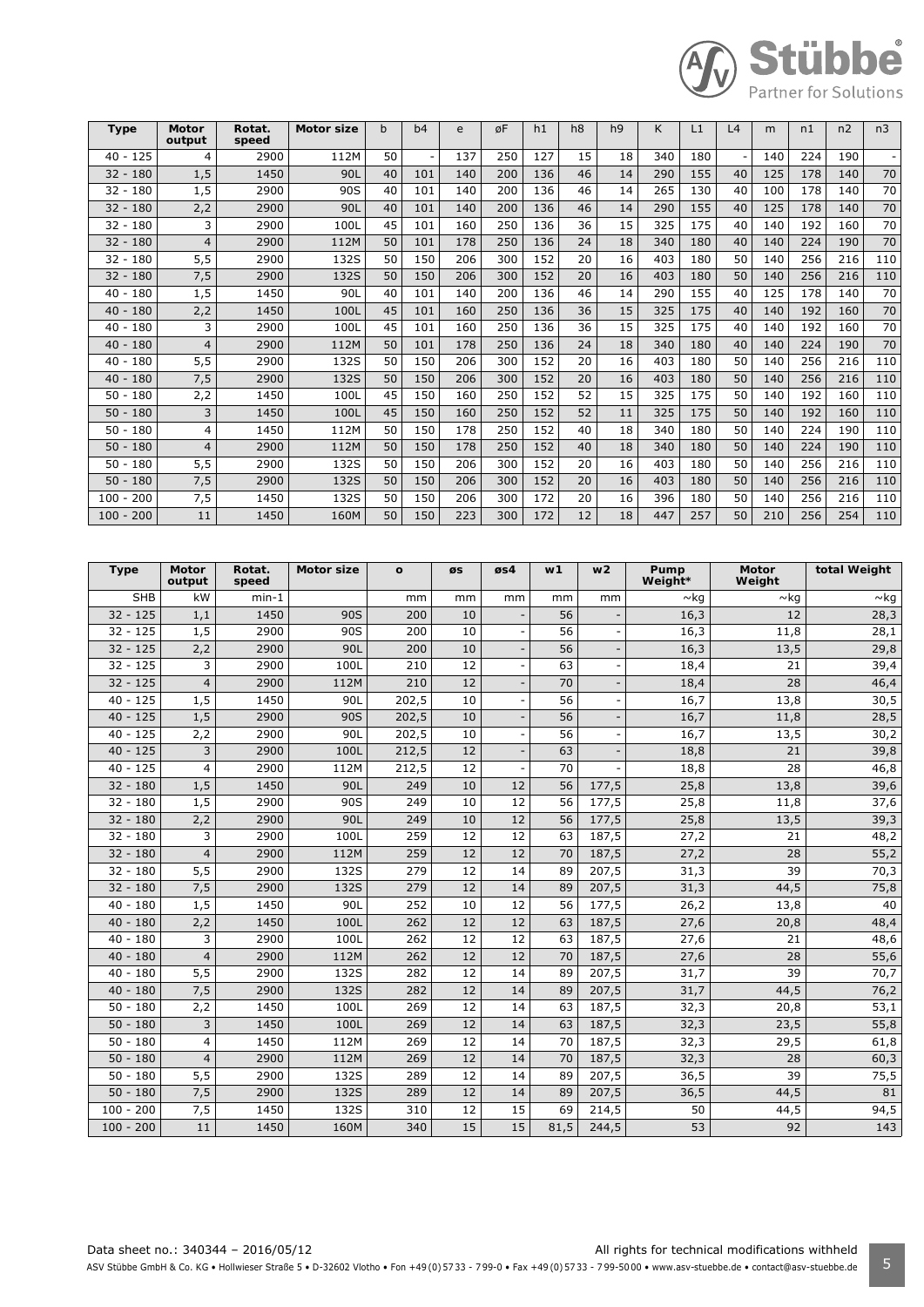| Type | Motor output | Rotat. speed | Motor size | b | b4 | e | øF | h1 | h8 | h9 | K | L1 | L4 | m | n1 | n2 | n3 |
|---|---|---|---|---|---|---|---|---|---|---|---|---|---|---|---|---|---|
| 40 - 125 | 4 | 2900 | 112M | 50 | - | 137 | 250 | 127 | 15 | 18 | 340 | 180 | - | 140 | 224 | 190 | - |
| 32 - 180 | 1,5 | 1450 | 90L | 40 | 101 | 140 | 200 | 136 | 46 | 14 | 290 | 155 | 40 | 125 | 178 | 140 | 70 |
| 32 - 180 | 1,5 | 2900 | 90S | 40 | 101 | 140 | 200 | 136 | 46 | 14 | 265 | 130 | 40 | 100 | 178 | 140 | 70 |
| 32 - 180 | 2,2 | 2900 | 90L | 40 | 101 | 140 | 200 | 136 | 46 | 14 | 290 | 155 | 40 | 125 | 178 | 140 | 70 |
| 32 - 180 | 3 | 2900 | 100L | 45 | 101 | 160 | 250 | 136 | 36 | 15 | 325 | 175 | 40 | 140 | 192 | 160 | 70 |
| 32 - 180 | 4 | 2900 | 112M | 50 | 101 | 178 | 250 | 136 | 24 | 18 | 340 | 180 | 40 | 140 | 224 | 190 | 70 |
| 32 - 180 | 5,5 | 2900 | 132S | 50 | 150 | 206 | 300 | 152 | 20 | 16 | 403 | 180 | 50 | 140 | 256 | 216 | 110 |
| 32 - 180 | 7,5 | 2900 | 132S | 50 | 150 | 206 | 300 | 152 | 20 | 16 | 403 | 180 | 50 | 140 | 256 | 216 | 110 |
| 40 - 180 | 1,5 | 1450 | 90L | 40 | 101 | 140 | 200 | 136 | 46 | 14 | 290 | 155 | 40 | 125 | 178 | 140 | 70 |
| 40 - 180 | 2,2 | 1450 | 100L | 45 | 101 | 160 | 250 | 136 | 36 | 15 | 325 | 175 | 40 | 140 | 192 | 160 | 70 |
| 40 - 180 | 3 | 2900 | 100L | 45 | 101 | 160 | 250 | 136 | 36 | 15 | 325 | 175 | 40 | 140 | 192 | 160 | 70 |
| 40 - 180 | 4 | 2900 | 112M | 50 | 101 | 178 | 250 | 136 | 24 | 18 | 340 | 180 | 40 | 140 | 224 | 190 | 70 |
| 40 - 180 | 5,5 | 2900 | 132S | 50 | 150 | 206 | 300 | 152 | 20 | 16 | 403 | 180 | 50 | 140 | 256 | 216 | 110 |
| 40 - 180 | 7,5 | 2900 | 132S | 50 | 150 | 206 | 300 | 152 | 20 | 16 | 403 | 180 | 50 | 140 | 256 | 216 | 110 |
| 50 - 180 | 2,2 | 1450 | 100L | 45 | 150 | 160 | 250 | 152 | 52 | 15 | 325 | 175 | 50 | 140 | 192 | 160 | 110 |
| 50 - 180 | 3 | 1450 | 100L | 45 | 150 | 160 | 250 | 152 | 52 | 11 | 325 | 175 | 50 | 140 | 192 | 160 | 110 |
| 50 - 180 | 4 | 1450 | 112M | 50 | 150 | 178 | 250 | 152 | 40 | 18 | 340 | 180 | 50 | 140 | 224 | 190 | 110 |
| 50 - 180 | 4 | 2900 | 112M | 50 | 150 | 178 | 250 | 152 | 40 | 18 | 340 | 180 | 50 | 140 | 224 | 190 | 110 |
| 50 - 180 | 5,5 | 2900 | 132S | 50 | 150 | 206 | 300 | 152 | 20 | 16 | 403 | 180 | 50 | 140 | 256 | 216 | 110 |
| 50 - 180 | 7,5 | 2900 | 132S | 50 | 150 | 206 | 300 | 152 | 20 | 16 | 403 | 180 | 50 | 140 | 256 | 216 | 110 |
| 100 - 200 | 7,5 | 1450 | 132S | 50 | 150 | 206 | 300 | 172 | 20 | 16 | 396 | 180 | 50 | 140 | 256 | 216 | 110 |
| 100 - 200 | 11 | 1450 | 160M | 50 | 150 | 223 | 300 | 172 | 12 | 18 | 447 | 257 | 50 | 210 | 256 | 254 | 110 |

| Type | Motor output | Rotat. speed | Motor size | o | øs | øs4 | w1 | w2 | Pump Weight* | Motor Weight | total Weight |
|---|---|---|---|---|---|---|---|---|---|---|---|
| SHB | kW | min-1 | | mm | mm | mm | mm | mm | ~kg | ~kg | ~kg |
| 32 - 125 | 1,1 | 1450 | 90S | 200 | 10 | - | 56 | - | 16,3 | 12 | 28,3 |
| 32 - 125 | 1,5 | 2900 | 90S | 200 | 10 | - | 56 | - | 16,3 | 11,8 | 28,1 |
| 32 - 125 | 2,2 | 2900 | 90L | 200 | 10 | - | 56 | - | 16,3 | 13,5 | 29,8 |
| 32 - 125 | 3 | 2900 | 100L | 210 | 12 | - | 63 | - | 18,4 | 21 | 39,4 |
| 32 - 125 | 4 | 2900 | 112M | 210 | 12 | - | 70 | - | 18,4 | 28 | 46,4 |
| 40 - 125 | 1,5 | 1450 | 90L | 202,5 | 10 | - | 56 | - | 16,7 | 13,8 | 30,5 |
| 40 - 125 | 1,5 | 2900 | 90S | 202,5 | 10 | - | 56 | - | 16,7 | 11,8 | 28,5 |
| 40 - 125 | 2,2 | 2900 | 90L | 202,5 | 10 | - | 56 | - | 16,7 | 13,5 | 30,2 |
| 40 - 125 | 3 | 2900 | 100L | 212,5 | 12 | - | 63 | - | 18,8 | 21 | 39,8 |
| 40 - 125 | 4 | 2900 | 112M | 212,5 | 12 | - | 70 | - | 18,8 | 28 | 46,8 |
| 32 - 180 | 1,5 | 1450 | 90L | 249 | 10 | 12 | 56 | 177,5 | 25,8 | 13,8 | 39,6 |
| 32 - 180 | 1,5 | 2900 | 90S | 249 | 10 | 12 | 56 | 177,5 | 25,8 | 11,8 | 37,6 |
| 32 - 180 | 2,2 | 2900 | 90L | 249 | 10 | 12 | 56 | 177,5 | 25,8 | 13,5 | 39,3 |
| 32 - 180 | 3 | 2900 | 100L | 259 | 12 | 12 | 63 | 187,5 | 27,2 | 21 | 48,2 |
| 32 - 180 | 4 | 2900 | 112M | 259 | 12 | 12 | 70 | 187,5 | 27,2 | 28 | 55,2 |
| 32 - 180 | 5,5 | 2900 | 132S | 279 | 12 | 14 | 89 | 207,5 | 31,3 | 39 | 70,3 |
| 32 - 180 | 7,5 | 2900 | 132S | 279 | 12 | 14 | 89 | 207,5 | 31,3 | 44,5 | 75,8 |
| 40 - 180 | 1,5 | 1450 | 90L | 252 | 10 | 12 | 56 | 177,5 | 26,2 | 13,8 | 40 |
| 40 - 180 | 2,2 | 1450 | 100L | 262 | 12 | 12 | 63 | 187,5 | 27,6 | 20,8 | 48,4 |
| 40 - 180 | 3 | 2900 | 100L | 262 | 12 | 12 | 63 | 187,5 | 27,6 | 21 | 48,6 |
| 40 - 180 | 4 | 2900 | 112M | 262 | 12 | 12 | 70 | 187,5 | 27,6 | 28 | 55,6 |
| 40 - 180 | 5,5 | 2900 | 132S | 282 | 12 | 14 | 89 | 207,5 | 31,7 | 39 | 70,7 |
| 40 - 180 | 7,5 | 2900 | 132S | 282 | 12 | 14 | 89 | 207,5 | 31,7 | 44,5 | 76,2 |
| 50 - 180 | 2,2 | 1450 | 100L | 269 | 12 | 14 | 63 | 187,5 | 32,3 | 20,8 | 53,1 |
| 50 - 180 | 3 | 1450 | 100L | 269 | 12 | 14 | 63 | 187,5 | 32,3 | 23,5 | 55,8 |
| 50 - 180 | 4 | 1450 | 112M | 269 | 12 | 14 | 70 | 187,5 | 32,3 | 29,5 | 61,8 |
| 50 - 180 | 4 | 2900 | 112M | 269 | 12 | 14 | 70 | 187,5 | 32,3 | 28 | 60,3 |
| 50 - 180 | 5,5 | 2900 | 132S | 289 | 12 | 14 | 89 | 207,5 | 36,5 | 39 | 75,5 |
| 50 - 180 | 7,5 | 2900 | 132S | 289 | 12 | 14 | 89 | 207,5 | 36,5 | 44,5 | 81 |
| 100 - 200 | 7,5 | 1450 | 132S | 310 | 12 | 15 | 69 | 214,5 | 50 | 44,5 | 94,5 |
| 100 - 200 | 11 | 1450 | 160M | 340 | 15 | 15 | 81,5 | 244,5 | 53 | 92 | 143 |

Data sheet no.: 340344 – 2016/05/12

All rights for technical modifications withheld

ASV Stübbe GmbH & Co. KG • Hollwieser Straße 5 • D-32602 Vlotho • Fon +49 (0) 57 33 - 7 99-0 • Fax +49 (0) 57 33 - 7 99-50 00 • www.asv-stuebbe.de • contact@asv-stuebbe.de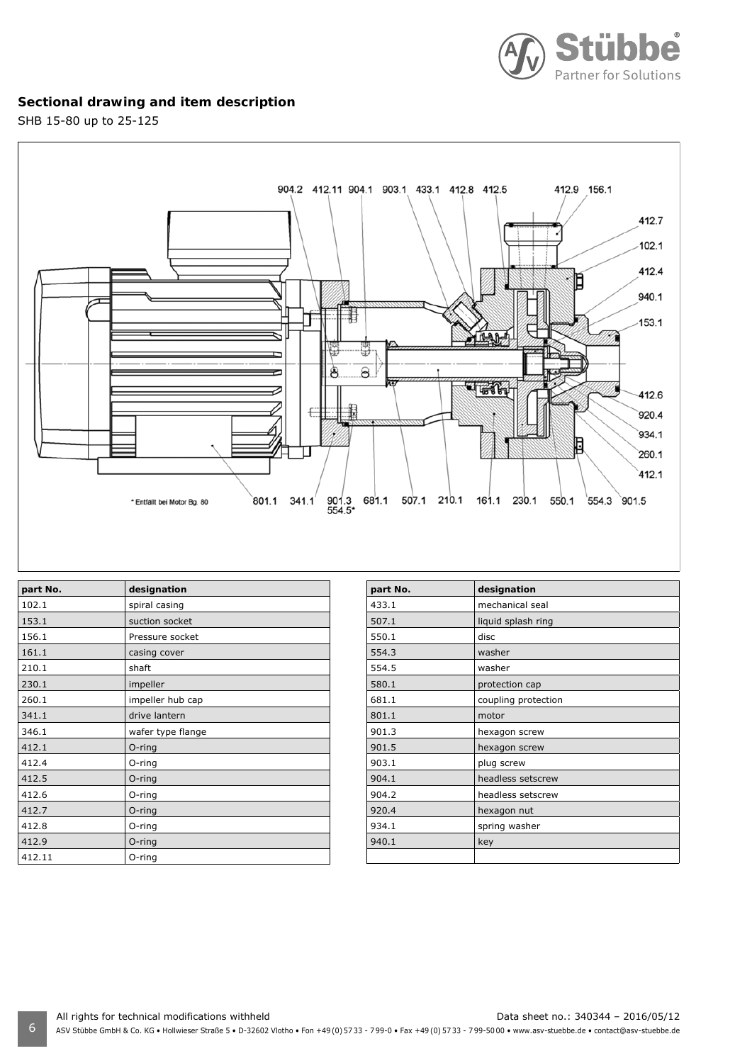## Sectional drawing and item description

SHB 15-80 up to 25-125

904.2 412.11 904.1 903.1 433.1 412.8 412.5 412.9 156.1

412.7
102.1
412.4
940.1
153.1
412.6
920.4
934.1
260.1
412.1

* Entfällt bei Motor Bg. 80

801.1 341.1 901.3 554.5* 681.1 507.1 210.1 161.1 230.1 550.1 554.3 901.5

| part No. | designation |
|---|---|
| 102.1 | spiral casing |
| 153.1 | suction socket |
| 156.1 | Pressure socket |
| 161.1 | casing cover |
| 210.1 | shaft |
| 230.1 | impeller |
| 260.1 | impeller hub cap |
| 341.1 | drive lantern |
| 346.1 | wafer type flange |
| 412.1 | O-ring |
| 412.4 | O-ring |
| 412.5 | O-ring |
| 412.6 | O-ring |
| 412.7 | O-ring |
| 412.8 | O-ring |
| 412.9 | O-ring |
| 412.11 | O-ring |

| part No. | designation |
|---|---|
| 433.1 | mechanical seal |
| 507.1 | liquid splash ring |
| 550.1 | disc |
| 554.3 | washer |
| 554.5 | washer |
| 580.1 | protection cap |
| 681.1 | coupling protection |
| 801.1 | motor |
| 901.3 | hexagon screw |
| 901.5 | hexagon screw |
| 903.1 | plug screw |
| 904.1 | headless setscrew |
| 904.2 | headless setscrew |
| 920.4 | hexagon nut |
| 934.1 | spring washer |
| 940.1 | key |
| | |

All rights for technical modifications withheld

Data sheet no.: 340344 – 2016/05/12

ASV Stübbe GmbH & Co. KG • Hollwieser Straße 5 • D-32602 Vlotho • Fon +49 (0) 57 33 - 7 99-0 • Fax +49 (0) 57 33 - 7 99-50 00 • www.asv-stuebbe.de • contact@asv-stuebbe.de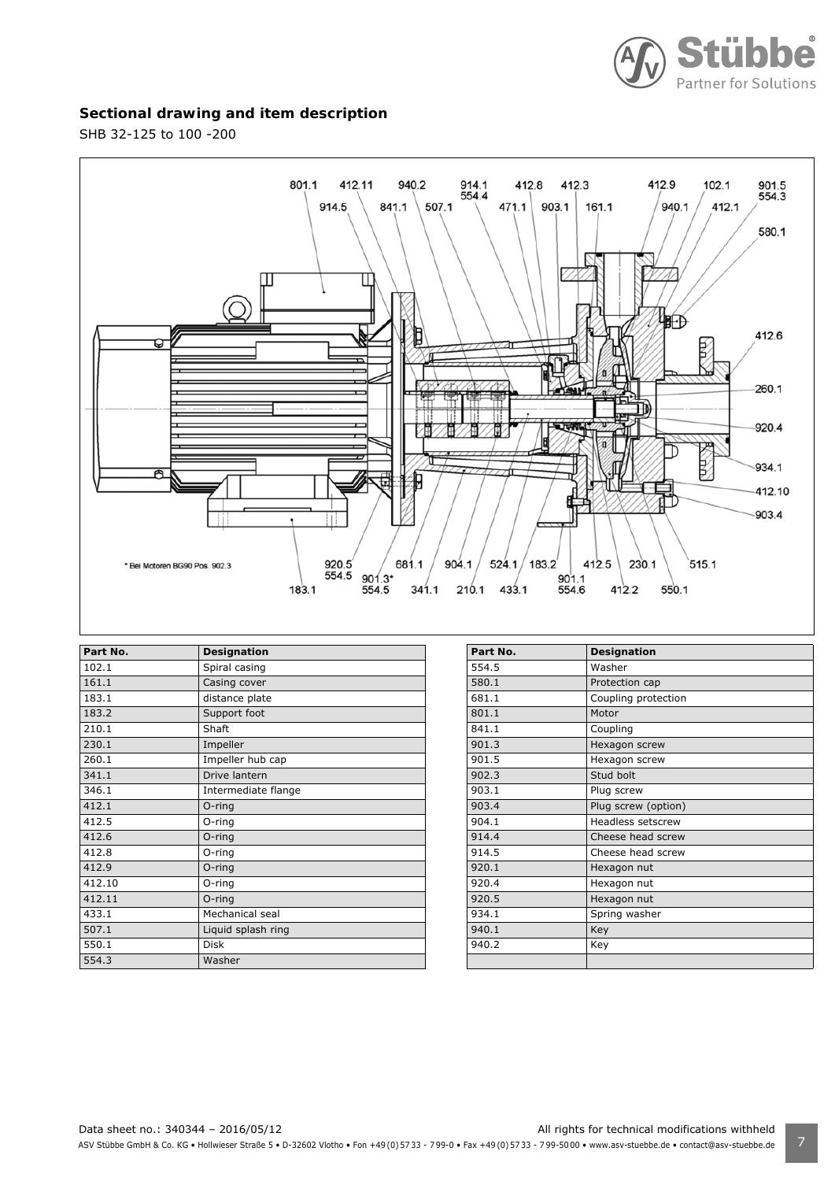## Sectional drawing and item description

SHB 32-125 to 100 -200

| Part No. | Designation |
|---|---|
| 102.1 | Spiral casing |
| 161.1 | Casing cover |
| 183.1 | distance plate |
| 183.2 | Support foot |
| 210.1 | Shaft |
| 230.1 | Impeller |
| 260.1 | Impeller hub cap |
| 341.1 | Drive lantern |
| 346.1 | Intermediate flange |
| 412.1 | O-ring |
| 412.5 | O-ring |
| 412.6 | O-ring |
| 412.8 | O-ring |
| 412.9 | O-ring |
| 412.10 | O-ring |
| 412.11 | O-ring |
| 433.1 | Mechanical seal |
| 507.1 | Liquid splash ring |
| 550.1 | Disk |
| 554.3 | Washer |

| Part No. | Designation |
|---|---|
| 554.5 | Washer |
| 580.1 | Protection cap |
| 681.1 | Coupling protection |
| 801.1 | Motor |
| 841.1 | Coupling |
| 901.3 | Hexagon screw |
| 901.5 | Hexagon screw |
| 902.3 | Stud bolt |
| 903.1 | Plug screw |
| 903.4 | Plug screw (option) |
| 904.1 | Headless setscrew |
| 914.4 | Cheese head screw |
| 914.5 | Cheese head screw |
| 920.1 | Hexagon nut |
| 920.4 | Hexagon nut |
| 920.5 | Hexagon nut |
| 934.1 | Spring washer |
| 940.1 | Key |
| 940.2 | Key |
| | |

Data sheet no.: 340344 – 2016/05/12 All rights for technical modifications withheld

ASV Stübbe GmbH & Co. KG • Hollwieser Straße 5 • D-32602 Vlotho • Fon +49 (0) 57 33 - 7 99-0 • Fax +49 (0) 57 33 - 7 99-50 00 • www.asv-stuebbe.de • contact@asv-stuebbe.de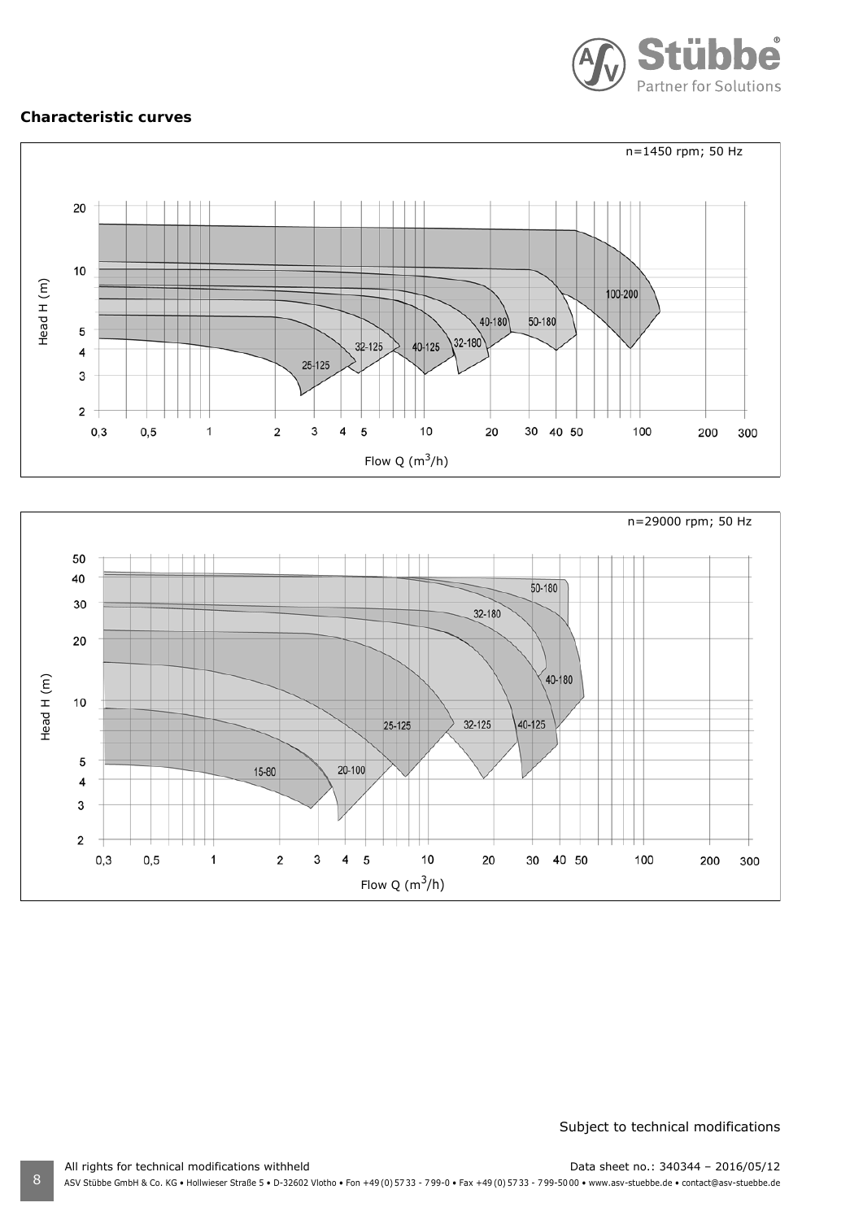## Characteristic curves

n=1450 rpm; 50 Hz

Head H (m)

20
10
5
4
3
2

0,3 0,5 1 2 3 4 5 10 20 30 40 50 100 200 300

Flow Q (m³/h)

100-200
40-180
50-180
32-125
40-125
32-180
25-125

n=29000 rpm; 50 Hz

Head H (m)

50
40
30
20
10
5
4
3
2

0,3 0,5 1 2 3 4 5 10 20 30 40 50 100 200 300

Flow Q (m³/h)

50-180
32-180
40-180
25-125
32-125
40-125
15-80
20-100

Subject to technical modifications

All rights for technical modifications withheld

Data sheet no.: 340344 – 2016/05/12

ASV Stübbe GmbH & Co. KG • Hollwieser Straße 5 • D-32602 Vlotho • Fon +49 (0) 57 33 - 7 99-0 • Fax +49 (0) 57 33 - 7 99-50 00 • www.asv-stuebbe.de • contact@asv-stuebbe.de